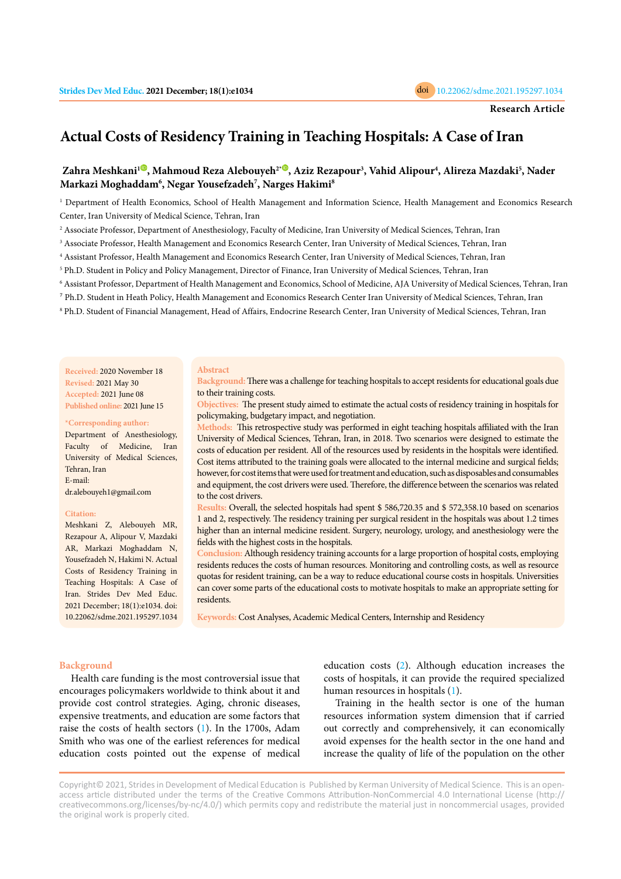Research Article

# Actual Costs of Residency Training in Teaching Hospitals: A Case of Iran

**Zahra Meshkani[1], Mahmoud Reza Alebouyeh[2*], Aziz Rezapour[3], Vahid Alipour[4], Alireza Mazdaki[5], Nader Markazi Moghaddam[6], Negar Yousefzadeh[7], Narges Hakimi[8]**

[1] Department of Health Economics, School of Health Management and Information Science, Health Management and Economics Research Center, Iran University of Medical Science, Tehran, Iran

[2] Associate Professor, Department of Anesthesiology, Faculty of Medicine, Iran University of Medical Sciences, Tehran, Iran

[3] Associate Professor, Health Management and Economics Research Center, Iran University of Medical Sciences, Tehran, Iran

[4] Assistant Professor, Health Management and Economics Research Center, Iran University of Medical Sciences, Tehran, Iran

[5] Ph.D. Student in Policy and Policy Management, Director of Finance, Iran University of Medical Sciences, Tehran, Iran

[6] Assistant Professor, Department of Health Management and Economics, School of Medicine, AJA University of Medical Sciences, Tehran, Iran

[7] Ph.D. Student in Heath Policy, Health Management and Economics Research Center Iran University of Medical Sciences, Tehran, Iran

[8] Ph.D. Student of Financial Management, Head of Affairs, Endocrine Research Center, Iran University of Medical Sciences, Tehran, Iran

**Received:** 2020 November 18
**Revised:** 2021 May 30
**Accepted:** 2021 June 08
**Published online:** 2021 June 15

**\*Corresponding author:**
Department of Anesthesiology, Faculty of Medicine, Iran University of Medical Sciences, Tehran, Iran
E-mail: dr.alebouyeh1@gmail.com

**Citation:**
Meshkani Z, Alebouyeh MR, Rezapour A, Alipour V, Mazdaki AR, Markazi Moghaddam N, Yousefzadeh N, Hakimi N. Actual Costs of Residency Training in Teaching Hospitals: A Case of Iran. Strides Dev Med Educ. 2021 December; 18(1):e1034. doi: 10.22062/sdme.2021.195297.1034

## Abstract

**Background:** There was a challenge for teaching hospitals to accept residents for educational goals due to their training costs.

**Objectives:** The present study aimed to estimate the actual costs of residency training in hospitals for policymaking, budgetary impact, and negotiation.

**Methods:** This retrospective study was performed in eight teaching hospitals affiliated with the Iran University of Medical Sciences, Tehran, Iran, in 2018. Two scenarios were designed to estimate the costs of education per resident. All of the resources used by residents in the hospitals were identified. Cost items attributed to the training goals were allocated to the internal medicine and surgical fields; however, for cost items that were used for treatment and education, such as disposables and consumables and equipment, the cost drivers were used. Therefore, the difference between the scenarios was related to the cost drivers.

**Results:** Overall, the selected hospitals had spent $ 586,720.35 and $ 572,358.10 based on scenarios 1 and 2, respectively. The residency training per surgical resident in the hospitals was about 1.2 times higher than an internal medicine resident. Surgery, neurology, urology, and anesthesiology were the fields with the highest costs in the hospitals.

**Conclusion:** Although residency training accounts for a large proportion of hospital costs, employing residents reduces the costs of human resources. Monitoring and controlling costs, as well as resource quotas for resident training, can be a way to reduce educational course costs in hospitals. Universities can cover some parts of the educational costs to motivate hospitals to make an appropriate setting for residents.

**Keywords:** Cost Analyses, Academic Medical Centers, Internship and Residency

## Background

Health care funding is the most controversial issue that encourages policymakers worldwide to think about it and provide cost control strategies. Aging, chronic diseases, expensive treatments, and education are some factors that raise the costs of health sectors (1). In the 1700s, Adam Smith who was one of the earliest references for medical education costs pointed out the expense of medical education costs (2). Although education increases the costs of hospitals, it can provide the required specialized human resources in hospitals (1).

Training in the health sector is one of the human resources information system dimension that if carried out correctly and comprehensively, it can economically avoid expenses for the health sector in the one hand and increase the quality of life of the population on the other

Copyright© 2021, Strides in Development of Medical Education is Published by Kerman University of Medical Science. This is an open-access article distributed under the terms of the Creative Commons Attribution-NonCommercial 4.0 International License (http://creativecommons.org/licenses/by-nc/4.0/) which permits copy and redistribute the material just in noncommercial usages, provided the original work is properly cited.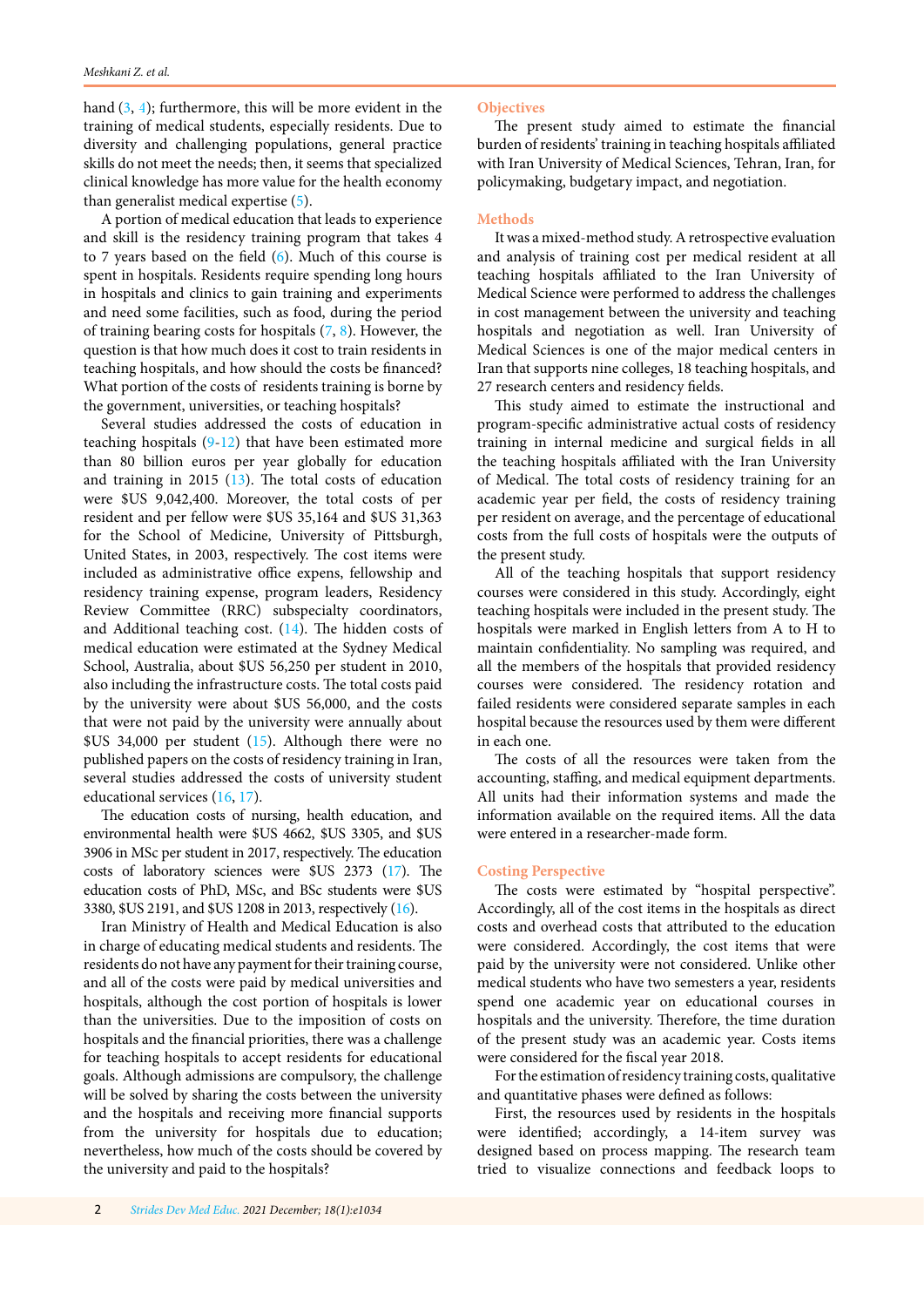hand (3, 4); furthermore, this will be more evident in the training of medical students, especially residents. Due to diversity and challenging populations, general practice skills do not meet the needs; then, it seems that specialized clinical knowledge has more value for the health economy than generalist medical expertise (5).

A portion of medical education that leads to experience and skill is the residency training program that takes 4 to 7 years based on the field (6). Much of this course is spent in hospitals. Residents require spending long hours in hospitals and clinics to gain training and experiments and need some facilities, such as food, during the period of training bearing costs for hospitals (7, 8). However, the question is that how much does it cost to train residents in teaching hospitals, and how should the costs be financed? What portion of the costs of residents training is borne by the government, universities, or teaching hospitals?

Several studies addressed the costs of education in teaching hospitals (9-12) that have been estimated more than 80 billion euros per year globally for education and training in 2015 (13). The total costs of education were $US 9,042,400. Moreover, the total costs of per resident and per fellow were $US 35,164 and $US 31,363 for the School of Medicine, University of Pittsburgh, United States, in 2003, respectively. The cost items were included as administrative office expens, fellowship and residency training expense, program leaders, Residency Review Committee (RRC) subspecialty coordinators, and Additional teaching cost. (14). The hidden costs of medical education were estimated at the Sydney Medical School, Australia, about $US 56,250 per student in 2010, also including the infrastructure costs. The total costs paid by the university were about $US 56,000, and the costs that were not paid by the university were annually about $US 34,000 per student (15). Although there were no published papers on the costs of residency training in Iran, several studies addressed the costs of university student educational services (16, 17).

The education costs of nursing, health education, and environmental health were $US 4662, $US 3305, and $US 3906 in MSc per student in 2017, respectively. The education costs of laboratory sciences were $US 2373 (17). The education costs of PhD, MSc, and BSc students were $US 3380, $US 2191, and $US 1208 in 2013, respectively (16).

Iran Ministry of Health and Medical Education is also in charge of educating medical students and residents. The residents do not have any payment for their training course, and all of the costs were paid by medical universities and hospitals, although the cost portion of hospitals is lower than the universities. Due to the imposition of costs on hospitals and the financial priorities, there was a challenge for teaching hospitals to accept residents for educational goals. Although admissions are compulsory, the challenge will be solved by sharing the costs between the university and the hospitals and receiving more financial supports from the university for hospitals due to education; nevertheless, how much of the costs should be covered by the university and paid to the hospitals?

## Objectives

The present study aimed to estimate the financial burden of residents' training in teaching hospitals affiliated with Iran University of Medical Sciences, Tehran, Iran, for policymaking, budgetary impact, and negotiation.

## Methods

It was a mixed-method study. A retrospective evaluation and analysis of training cost per medical resident at all teaching hospitals affiliated to the Iran University of Medical Science were performed to address the challenges in cost management between the university and teaching hospitals and negotiation as well. Iran University of Medical Sciences is one of the major medical centers in Iran that supports nine colleges, 18 teaching hospitals, and 27 research centers and residency fields.

This study aimed to estimate the instructional and program-specific administrative actual costs of residency training in internal medicine and surgical fields in all the teaching hospitals affiliated with the Iran University of Medical. The total costs of residency training for an academic year per field, the costs of residency training per resident on average, and the percentage of educational costs from the full costs of hospitals were the outputs of the present study.

All of the teaching hospitals that support residency courses were considered in this study. Accordingly, eight teaching hospitals were included in the present study. The hospitals were marked in English letters from A to H to maintain confidentiality. No sampling was required, and all the members of the hospitals that provided residency courses were considered. The residency rotation and failed residents were considered separate samples in each hospital because the resources used by them were different in each one.

The costs of all the resources were taken from the accounting, staffing, and medical equipment departments. All units had their information systems and made the information available on the required items. All the data were entered in a researcher-made form.

## Costing Perspective

The costs were estimated by "hospital perspective". Accordingly, all of the cost items in the hospitals as direct costs and overhead costs that attributed to the education were considered. Accordingly, the cost items that were paid by the university were not considered. Unlike other medical students who have two semesters a year, residents spend one academic year on educational courses in hospitals and the university. Therefore, the time duration of the present study was an academic year. Costs items were considered for the fiscal year 2018.

For the estimation of residency training costs, qualitative and quantitative phases were defined as follows:

First, the resources used by residents in the hospitals were identified; accordingly, a 14-item survey was designed based on process mapping. The research team tried to visualize connections and feedback loops to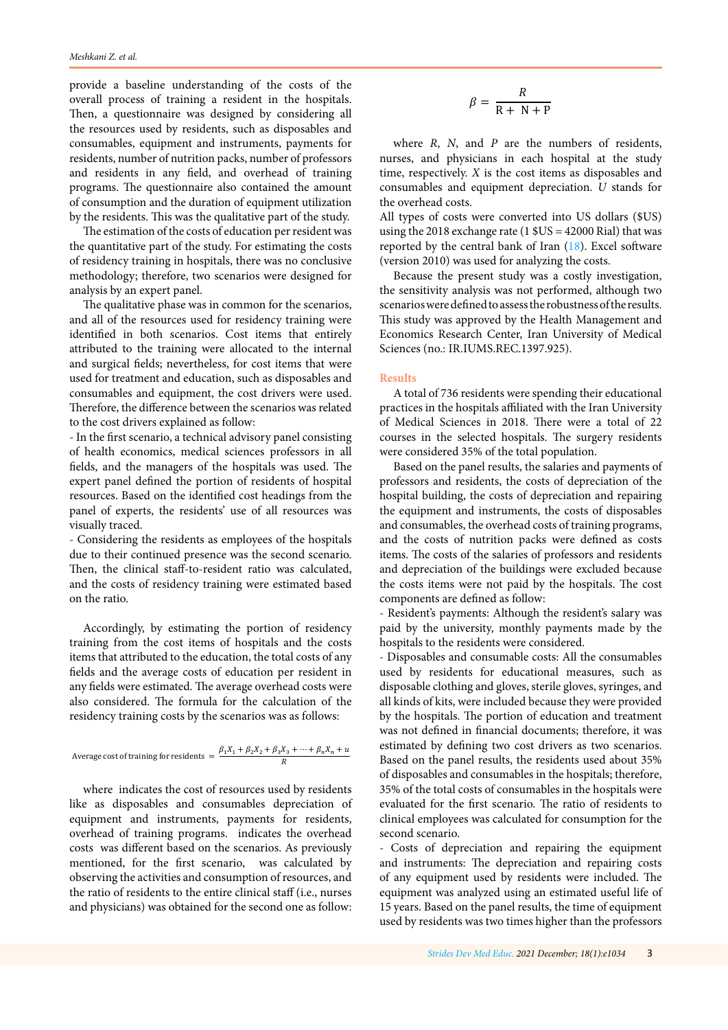provide a baseline understanding of the costs of the overall process of training a resident in the hospitals. Then, a questionnaire was designed by considering all the resources used by residents, such as disposables and consumables, equipment and instruments, payments for residents, number of nutrition packs, number of professors and residents in any field, and overhead of training programs. The questionnaire also contained the amount of consumption and the duration of equipment utilization by the residents. This was the qualitative part of the study.

The estimation of the costs of education per resident was the quantitative part of the study. For estimating the costs of residency training in hospitals, there was no conclusive methodology; therefore, two scenarios were designed for analysis by an expert panel.

The qualitative phase was in common for the scenarios, and all of the resources used for residency training were identified in both scenarios. Cost items that entirely attributed to the training were allocated to the internal and surgical fields; nevertheless, for cost items that were used for treatment and education, such as disposables and consumables and equipment, the cost drivers were used. Therefore, the difference between the scenarios was related to the cost drivers explained as follow:

- In the first scenario, a technical advisory panel consisting of health economics, medical sciences professors in all fields, and the managers of the hospitals was used. The expert panel defined the portion of residents of hospital resources. Based on the identified cost headings from the panel of experts, the residents' use of all resources was visually traced.
- Considering the residents as employees of the hospitals due to their continued presence was the second scenario. Then, the clinical staff-to-resident ratio was calculated, and the costs of residency training were estimated based on the ratio.

Accordingly, by estimating the portion of residency training from the cost items of hospitals and the costs items that attributed to the education, the total costs of any fields and the average costs of education per resident in any fields were estimated. The average overhead costs were also considered. The formula for the calculation of the residency training costs by the scenarios was as follows:

$$\text{Average cost of training for residents} = \frac{\beta_1 X_1 + \beta_2 X_2 + \beta_3 X_3 + \cdots + \beta_n X_n + u}{R}$$

where indicates the cost of resources used by residents like as disposables and consumables depreciation of equipment and instruments, payments for residents, overhead of training programs. indicates the overhead costs was different based on the scenarios. As previously mentioned, for the first scenario, was calculated by observing the activities and consumption of resources, and the ratio of residents to the entire clinical staff (i.e., nurses and physicians) was obtained for the second one as follow:

$$\beta = \frac{R}{R + N + P}$$

where $R$, $N$, and $P$ are the numbers of residents, nurses, and physicians in each hospital at the study time, respectively. $X$ is the cost items as disposables and consumables and equipment depreciation. $U$ stands for the overhead costs.

All types of costs were converted into US dollars ($US) using the 2018 exchange rate (1 $US = 42000 Rial) that was reported by the central bank of Iran (18). Excel software (version 2010) was used for analyzing the costs.

Because the present study was a costly investigation, the sensitivity analysis was not performed, although two scenarios were defined to assess the robustness of the results. This study was approved by the Health Management and Economics Research Center, Iran University of Medical Sciences (no.: IR.IUMS.REC.1397.925).

## Results

A total of 736 residents were spending their educational practices in the hospitals affiliated with the Iran University of Medical Sciences in 2018. There were a total of 22 courses in the selected hospitals. The surgery residents were considered 35% of the total population.

Based on the panel results, the salaries and payments of professors and residents, the costs of depreciation of the hospital building, the costs of depreciation and repairing the equipment and instruments, the costs of disposables and consumables, the overhead costs of training programs, and the costs of nutrition packs were defined as costs items. The costs of the salaries of professors and residents and depreciation of the buildings were excluded because the costs items were not paid by the hospitals. The cost components are defined as follow:

- Resident's payments: Although the resident's salary was paid by the university, monthly payments made by the hospitals to the residents were considered.
- Disposables and consumable costs: All the consumables used by residents for educational measures, such as disposable clothing and gloves, sterile gloves, syringes, and all kinds of kits, were included because they were provided by the hospitals. The portion of education and treatment was not defined in financial documents; therefore, it was estimated by defining two cost drivers as two scenarios. Based on the panel results, the residents used about 35% of disposables and consumables in the hospitals; therefore, 35% of the total costs of consumables in the hospitals were evaluated for the first scenario. The ratio of residents to clinical employees was calculated for consumption for the second scenario.
- Costs of depreciation and repairing the equipment and instruments: The depreciation and repairing costs of any equipment used by residents were included. The equipment was analyzed using an estimated useful life of 15 years. Based on the panel results, the time of equipment used by residents was two times higher than the professors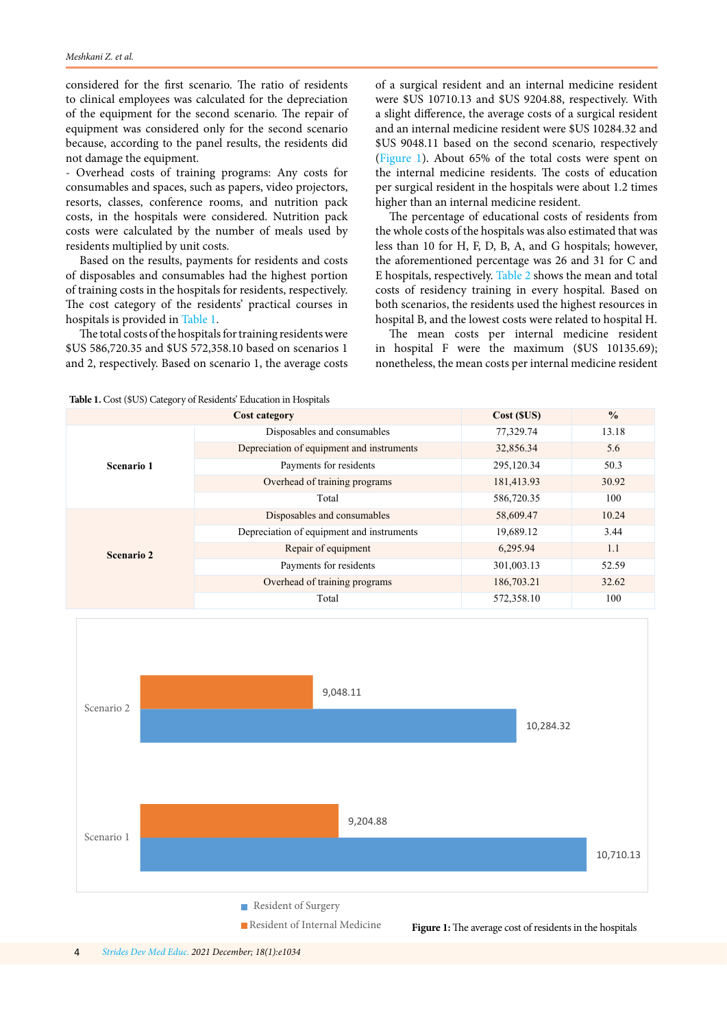considered for the first scenario. The ratio of residents to clinical employees was calculated for the depreciation of the equipment for the second scenario. The repair of equipment was considered only for the second scenario because, according to the panel results, the residents did not damage the equipment.

- Overhead costs of training programs: Any costs for consumables and spaces, such as papers, video projectors, resorts, classes, conference rooms, and nutrition pack costs, in the hospitals were considered. Nutrition pack costs were calculated by the number of meals used by residents multiplied by unit costs.

Based on the results, payments for residents and costs of disposables and consumables had the highest portion of training costs in the hospitals for residents, respectively. The cost category of the residents' practical courses in hospitals is provided in Table 1.

The total costs of the hospitals for training residents were $US 586,720.35 and $US 572,358.10 based on scenarios 1 and 2, respectively. Based on scenario 1, the average costs of a surgical resident and an internal medicine resident were $US 10710.13 and $US 9204.88, respectively. With a slight difference, the average costs of a surgical resident and an internal medicine resident were $US 10284.32 and $US 9048.11 based on the second scenario, respectively (Figure 1). About 65% of the total costs were spent on the internal medicine residents. The costs of education per surgical resident in the hospitals were about 1.2 times higher than an internal medicine resident.

The percentage of educational costs of residents from the whole costs of the hospitals was also estimated that was less than 10 for H, F, D, B, A, and G hospitals; however, the aforementioned percentage was 26 and 31 for C and E hospitals, respectively. Table 2 shows the mean and total costs of residency training in every hospital. Based on both scenarios, the residents used the highest resources in hospital B, and the lowest costs were related to hospital H.

The mean costs per internal medicine resident in hospital F were the maximum ($US 10135.69); nonetheless, the mean costs per internal medicine resident

**Table 1.** Cost ($US) Category of Residents' Education in Hospitals

| Cost category | | Cost ($US) | % |
|---|---|---|---|
| Scenario 1 | Disposables and consumables | 77,329.74 | 13.18 |
| | Depreciation of equipment and instruments | 32,856.34 | 5.6 |
| | Payments for residents | 295,120.34 | 50.3 |
| | Overhead of training programs | 181,413.93 | 30.92 |
| | Total | 586,720.35 | 100 |
| Scenario 2 | Disposables and consumables | 58,609.47 | 10.24 |
| | Depreciation of equipment and instruments | 19,689.12 | 3.44 |
| | Repair of equipment | 6,295.94 | 1.1 |
| | Payments for residents | 301,003.13 | 52.59 |
| | Overhead of training programs | 186,703.21 | 32.62 |
| | Total | 572,358.10 | 100 |

| | Resident of Surgery | Resident of Internal Medicine |
|---|---|---|
| Scenario 2 | 10,284.32 | 9,048.11 |
| Scenario 1 | 10,710.13 | 9,204.88 |

**Figure 1:** The average cost of residents in the hospitals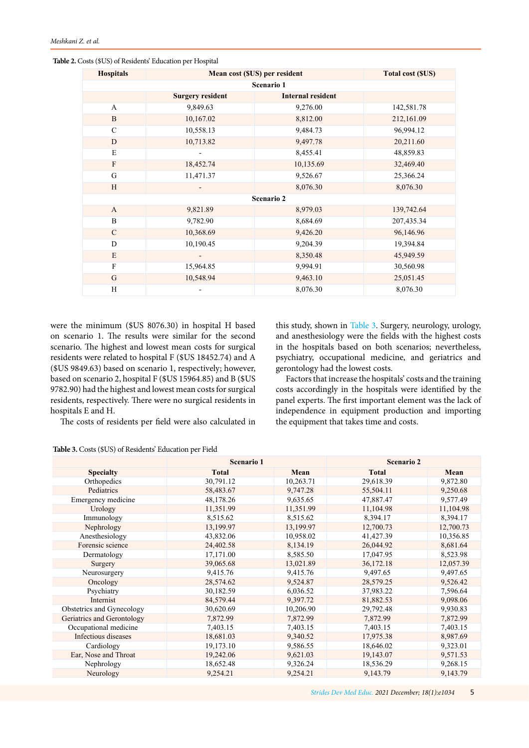**Table 2.** Costs ($US) of Residents' Education per Hospital

| Hospitals | Mean cost ($US) per resident | | Total cost ($US) |
|---|---|---|---|
| **Scenario 1** | | | |
| | **Surgery resident** | **Internal resident** | |
| A | 9,849.63 | 9,276.00 | 142,581.78 |
| B | 10,167.02 | 8,812.00 | 212,161.09 |
| C | 10,558.13 | 9,484.73 | 96,994.12 |
| D | 10,713.82 | 9,497.78 | 20,211.60 |
| E | - | 8,455.41 | 48,859.83 |
| F | 18,452.74 | 10,135.69 | 32,469.40 |
| G | 11,471.37 | 9,526.67 | 25,366.24 |
| H | - | 8,076.30 | 8,076.30 |
| **Scenario 2** | | | |
| A | 9,821.89 | 8,979.03 | 139,742.64 |
| B | 9,782.90 | 8,684.69 | 207,435.34 |
| C | 10,368.69 | 9,426.20 | 96,146.96 |
| D | 10,190.45 | 9,204.39 | 19,394.84 |
| E | - | 8,350.48 | 45,949.59 |
| F | 15,964.85 | 9,994.91 | 30,560.98 |
| G | 10,548.94 | 9,463.10 | 25,051.45 |
| H | - | 8,076.30 | 8,076.30 |

were the minimum ($US 8076.30) in hospital H based on scenario 1. The results were similar for the second scenario. The highest and lowest mean costs for surgical residents were related to hospital F ($US 18452.74) and A ($US 9849.63) based on scenario 1, respectively; however, based on scenario 2, hospital F ($US 15964.85) and B ($US 9782.90) had the highest and lowest mean costs for surgical residents, respectively. There were no surgical residents in hospitals E and H.

The costs of residents per field were also calculated in this study, shown in Table 3. Surgery, neurology, urology, and anesthesiology were the fields with the highest costs in the hospitals based on both scenarios; nevertheless, psychiatry, occupational medicine, and geriatrics and gerontology had the lowest costs.

Factors that increase the hospitals' costs and the training costs accordingly in the hospitals were identified by the panel experts. The first important element was the lack of independence in equipment production and importing the equipment that takes time and costs.

**Table 3.** Costs ($US) of Residents' Education per Field

| | Scenario 1 | | Scenario 2 | |
|---|---|---|---|---|
| **Specialty** | **Total** | **Mean** | **Total** | **Mean** |
| Orthopedics | 30,791.12 | 10,263.71 | 29,618.39 | 9,872.80 |
| Pediatrics | 58,483.67 | 9,747.28 | 55,504.11 | 9,250.68 |
| Emergency medicine | 48,178.26 | 9,635.65 | 47,887.47 | 9,577.49 |
| Urology | 11,351.99 | 11,351.99 | 11,104.98 | 11,104.98 |
| Immunology | 8,515.62 | 8,515.62 | 8,394.17 | 8,394.17 |
| Nephrology | 13,199.97 | 13,199.97 | 12,700.73 | 12,700.73 |
| Anesthesiology | 43,832.06 | 10,958.02 | 41,427.39 | 10,356.85 |
| Forensic science | 24,402.58 | 8,134.19 | 26,044.92 | 8,681.64 |
| Dermatology | 17,171.00 | 8,585.50 | 17,047.95 | 8,523.98 |
| Surgery | 39,065.68 | 13,021.89 | 36,172.18 | 12,057.39 |
| Neurosurgery | 9,415.76 | 9,415.76 | 9,497.65 | 9,497.65 |
| Oncology | 28,574.62 | 9,524.87 | 28,579.25 | 9,526.42 |
| Psychiatry | 30,182.59 | 6,036.52 | 37,983.22 | 7,596.64 |
| Internist | 84,579.44 | 9,397.72 | 81,882.53 | 9,098.06 |
| Obstetrics and Gynecology | 30,620.69 | 10,206.90 | 29,792.48 | 9,930.83 |
| Geriatrics and Gerontology | 7,872.99 | 7,872.99 | 7,872.99 | 7,872.99 |
| Occupational medicine | 7,403.15 | 7,403.15 | 7,403.15 | 7,403.15 |
| Infectious diseases | 18,681.03 | 9,340.52 | 17,975.38 | 8,987.69 |
| Cardiology | 19,173.10 | 9,586.55 | 18,646.02 | 9,323.01 |
| Ear, Nose and Throat | 19,242.06 | 9,621.03 | 19,143.07 | 9,571.53 |
| Nephrology | 18,652.48 | 9,326.24 | 18,536.29 | 9,268.15 |
| Neurology | 9,254.21 | 9,254.21 | 9,143.79 | 9,143.79 |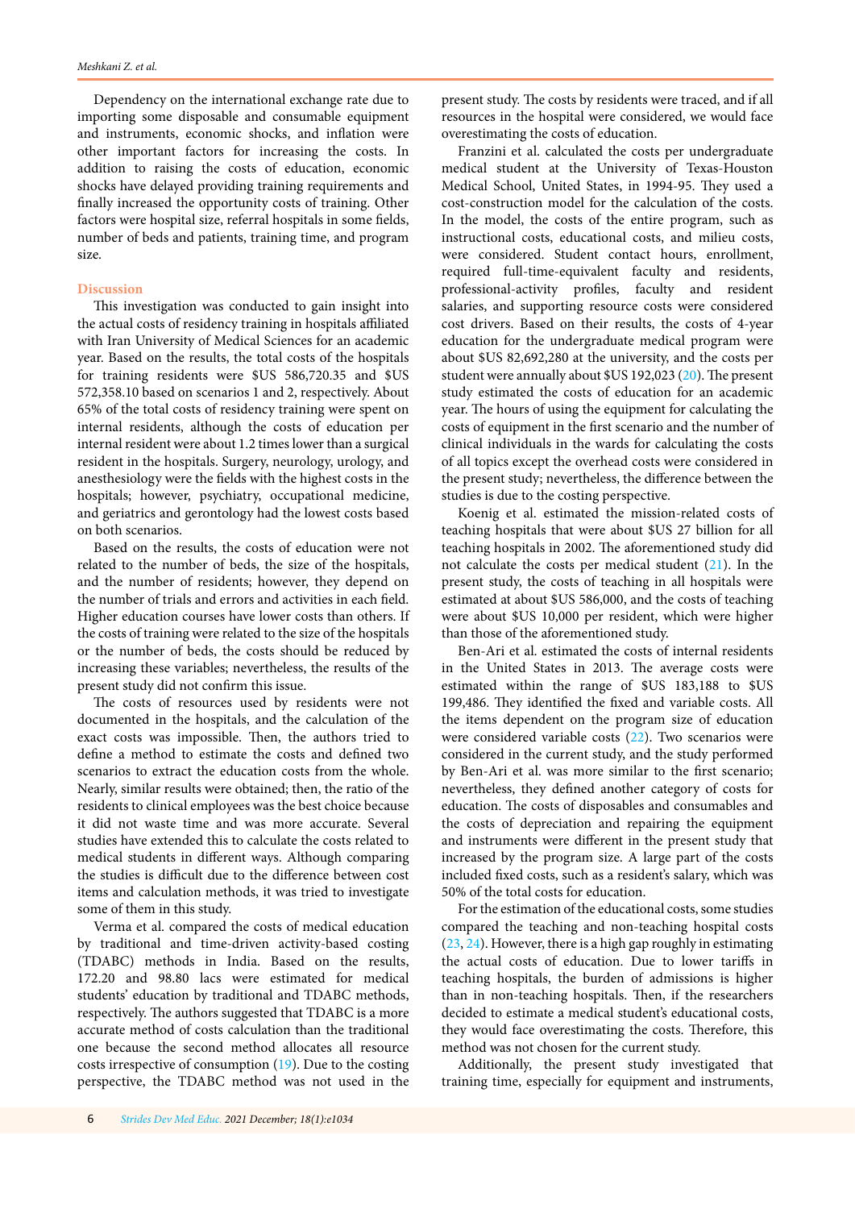Dependency on the international exchange rate due to importing some disposable and consumable equipment and instruments, economic shocks, and inflation were other important factors for increasing the costs. In addition to raising the costs of education, economic shocks have delayed providing training requirements and finally increased the opportunity costs of training. Other factors were hospital size, referral hospitals in some fields, number of beds and patients, training time, and program size.

## Discussion

This investigation was conducted to gain insight into the actual costs of residency training in hospitals affiliated with Iran University of Medical Sciences for an academic year. Based on the results, the total costs of the hospitals for training residents were $US 586,720.35 and $US 572,358.10 based on scenarios 1 and 2, respectively. About 65% of the total costs of residency training were spent on internal residents, although the costs of education per internal resident were about 1.2 times lower than a surgical resident in the hospitals. Surgery, neurology, urology, and anesthesiology were the fields with the highest costs in the hospitals; however, psychiatry, occupational medicine, and geriatrics and gerontology had the lowest costs based on both scenarios.

Based on the results, the costs of education were not related to the number of beds, the size of the hospitals, and the number of residents; however, they depend on the number of trials and errors and activities in each field. Higher education courses have lower costs than others. If the costs of training were related to the size of the hospitals or the number of beds, the costs should be reduced by increasing these variables; nevertheless, the results of the present study did not confirm this issue.

The costs of resources used by residents were not documented in the hospitals, and the calculation of the exact costs was impossible. Then, the authors tried to define a method to estimate the costs and defined two scenarios to extract the education costs from the whole. Nearly, similar results were obtained; then, the ratio of the residents to clinical employees was the best choice because it did not waste time and was more accurate. Several studies have extended this to calculate the costs related to medical students in different ways. Although comparing the studies is difficult due to the difference between cost items and calculation methods, it was tried to investigate some of them in this study.

Verma et al. compared the costs of medical education by traditional and time-driven activity-based costing (TDABC) methods in India. Based on the results, 172.20 and 98.80 lacs were estimated for medical students' education by traditional and TDABC methods, respectively. The authors suggested that TDABC is a more accurate method of costs calculation than the traditional one because the second method allocates all resource costs irrespective of consumption (19). Due to the costing perspective, the TDABC method was not used in the present study. The costs by residents were traced, and if all resources in the hospital were considered, we would face overestimating the costs of education.

Franzini et al. calculated the costs per undergraduate medical student at the University of Texas-Houston Medical School, United States, in 1994-95. They used a cost-construction model for the calculation of the costs. In the model, the costs of the entire program, such as instructional costs, educational costs, and milieu costs, were considered. Student contact hours, enrollment, required full-time-equivalent faculty and residents, professional-activity profiles, faculty and resident salaries, and supporting resource costs were considered cost drivers. Based on their results, the costs of 4-year education for the undergraduate medical program were about $US 82,692,280 at the university, and the costs per student were annually about $US 192,023 (20). The present study estimated the costs of education for an academic year. The hours of using the equipment for calculating the costs of equipment in the first scenario and the number of clinical individuals in the wards for calculating the costs of all topics except the overhead costs were considered in the present study; nevertheless, the difference between the studies is due to the costing perspective.

Koenig et al. estimated the mission-related costs of teaching hospitals that were about $US 27 billion for all teaching hospitals in 2002. The aforementioned study did not calculate the costs per medical student (21). In the present study, the costs of teaching in all hospitals were estimated at about $US 586,000, and the costs of teaching were about $US 10,000 per resident, which were higher than those of the aforementioned study.

Ben-Ari et al. estimated the costs of internal residents in the United States in 2013. The average costs were estimated within the range of $US 183,188 to $US 199,486. They identified the fixed and variable costs. All the items dependent on the program size of education were considered variable costs (22). Two scenarios were considered in the current study, and the study performed by Ben-Ari et al. was more similar to the first scenario; nevertheless, they defined another category of costs for education. The costs of disposables and consumables and the costs of depreciation and repairing the equipment and instruments were different in the present study that increased by the program size. A large part of the costs included fixed costs, such as a resident's salary, which was 50% of the total costs for education.

For the estimation of the educational costs, some studies compared the teaching and non-teaching hospital costs (23, 24). However, there is a high gap roughly in estimating the actual costs of education. Due to lower tariffs in teaching hospitals, the burden of admissions is higher than in non-teaching hospitals. Then, if the researchers decided to estimate a medical student's educational costs, they would face overestimating the costs. Therefore, this method was not chosen for the current study.

Additionally, the present study investigated that training time, especially for equipment and instruments,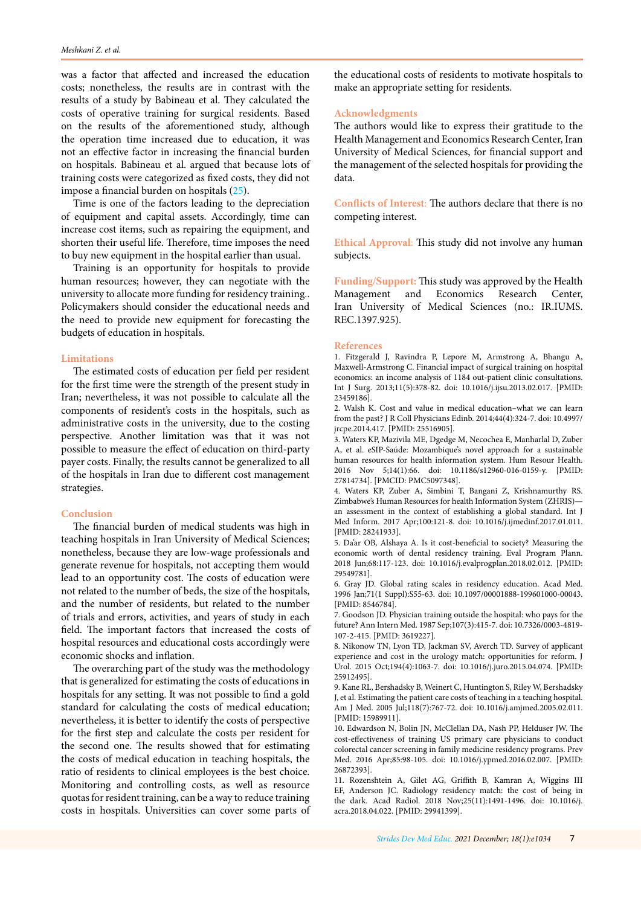was a factor that affected and increased the education costs; nonetheless, the results are in contrast with the results of a study by Babineau et al. They calculated the costs of operative training for surgical residents. Based on the results of the aforementioned study, although the operation time increased due to education, it was not an effective factor in increasing the financial burden on hospitals. Babineau et al. argued that because lots of training costs were categorized as fixed costs, they did not impose a financial burden on hospitals (25).

Time is one of the factors leading to the depreciation of equipment and capital assets. Accordingly, time can increase cost items, such as repairing the equipment, and shorten their useful life. Therefore, time imposes the need to buy new equipment in the hospital earlier than usual.

Training is an opportunity for hospitals to provide human resources; however, they can negotiate with the university to allocate more funding for residency training.. Policymakers should consider the educational needs and the need to provide new equipment for forecasting the budgets of education in hospitals.

## Limitations

The estimated costs of education per field per resident for the first time were the strength of the present study in Iran; nevertheless, it was not possible to calculate all the components of resident's costs in the hospitals, such as administrative costs in the university, due to the costing perspective. Another limitation was that it was not possible to measure the effect of education on third-party payer costs. Finally, the results cannot be generalized to all of the hospitals in Iran due to different cost management strategies.

## Conclusion

The financial burden of medical students was high in teaching hospitals in Iran University of Medical Sciences; nonetheless, because they are low-wage professionals and generate revenue for hospitals, not accepting them would lead to an opportunity cost. The costs of education were not related to the number of beds, the size of the hospitals, and the number of residents, but related to the number of trials and errors, activities, and years of study in each field. The important factors that increased the costs of hospital resources and educational costs accordingly were economic shocks and inflation.

The overarching part of the study was the methodology that is generalized for estimating the costs of educations in hospitals for any setting. It was not possible to find a gold standard for calculating the costs of medical education; nevertheless, it is better to identify the costs of perspective for the first step and calculate the costs per resident for the second one. The results showed that for estimating the costs of medical education in teaching hospitals, the ratio of residents to clinical employees is the best choice. Monitoring and controlling costs, as well as resource quotas for resident training, can be a way to reduce training costs in hospitals. Universities can cover some parts of the educational costs of residents to motivate hospitals to make an appropriate setting for residents.

## Acknowledgments

The authors would like to express their gratitude to the Health Management and Economics Research Center, Iran University of Medical Sciences, for financial support and the management of the selected hospitals for providing the data.

**Conflicts of Interest:** The authors declare that there is no competing interest.

**Ethical Approval:** This study did not involve any human subjects.

**Funding/Support:** This study was approved by the Health Management and Economics Research Center, Iran University of Medical Sciences (no.: IR.IUMS.REC.1397.925).

## References

1. Fitzgerald J, Ravindra P, Lepore M, Armstrong A, Bhangu A, Maxwell-Armstrong C. Financial impact of surgical training on hospital economics: an income analysis of 1184 out-patient clinic consultations. Int J Surg. 2013;11(5):378-82. doi: 10.1016/j.ijsu.2013.02.017. [PMID: 23459186].
2. Walsh K. Cost and value in medical education–what we can learn from the past? J R Coll Physicians Edinb. 2014;44(4):324-7. doi: 10.4997/jrcpe.2014.417. [PMID: 25516905].
3. Waters KP, Mazivila ME, Dgedge M, Necochea E, Manharlal D, Zuber A, et al. eSIP-Saúde: Mozambique's novel approach for a sustainable human resources for health information system. Hum Resour Health. 2016 Nov 5;14(1):66. doi: 10.1186/s12960-016-0159-y. [PMID: 27814734]. [PMCID: PMC5097348].
4. Waters KP, Zuber A, Simbini T, Bangani Z, Krishnamurthy RS. Zimbabwe's Human Resources for health Information System (ZHRIS)—an assessment in the context of establishing a global standard. Int J Med Inform. 2017 Apr;100:121-8. doi: 10.1016/j.ijmedinf.2017.01.011. [PMID: 28241933].
5. Da'ar OB, Alshaya A. Is it cost-beneficial to society? Measuring the economic worth of dental residency training. Eval Program Plann. 2018 Jun;68:117-123. doi: 10.1016/j.evalprogplan.2018.02.012. [PMID: 29549781].
6. Gray JD. Global rating scales in residency education. Acad Med. 1996 Jan;71(1 Suppl):S55-63. doi: 10.1097/00001888-199601000-00043. [PMID: 8546784].
7. Goodson JD. Physician training outside the hospital: who pays for the future? Ann Intern Med. 1987 Sep;107(3):415-7. doi: 10.7326/0003-4819-107-2-415. [PMID: 3619227].
8. Nikonow TN, Lyon TD, Jackman SV, Averch TD. Survey of applicant experience and cost in the urology match: opportunities for reform. J Urol. 2015 Oct;194(4):1063-7. doi: 10.1016/j.juro.2015.04.074. [PMID: 25912495].
9. Kane RL, Bershadsky B, Weinert C, Huntington S, Riley W, Bershadsky J, et al. Estimating the patient care costs of teaching in a teaching hospital. Am J Med. 2005 Jul;118(7):767-72. doi: 10.1016/j.amjmed.2005.02.011. [PMID: 15989911].
10. Edwardson N, Bolin JN, McClellan DA, Nash PP, Helduser JW. The cost-effectiveness of training US primary care physicians to conduct colorectal cancer screening in family medicine residency programs. Prev Med. 2016 Apr;85:98-105. doi: 10.1016/j.ypmed.2016.02.007. [PMID: 26872393].
11. Rozenshtein A, Gilet AG, Griffith B, Kamran A, Wiggins III EF, Anderson JC. Radiology residency match: the cost of being in the dark. Acad Radiol. 2018 Nov;25(11):1491-1496. doi: 10.1016/j.acra.2018.04.022. [PMID: 29941399].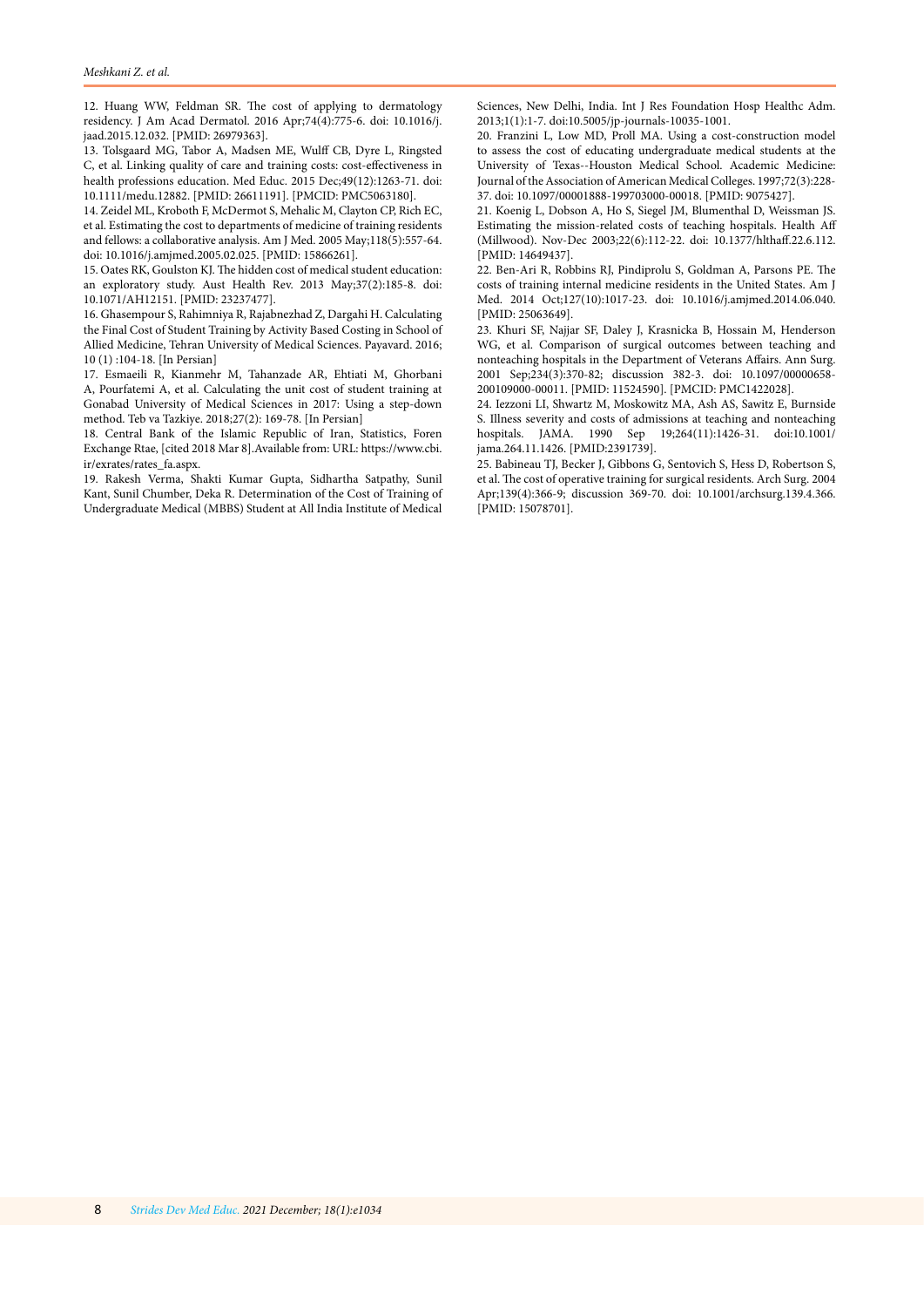12. Huang WW, Feldman SR. The cost of applying to dermatology residency. J Am Acad Dermatol. 2016 Apr;74(4):775-6. doi: 10.1016/j.jaad.2015.12.032. [PMID: 26979363].

13. Tolsgaard MG, Tabor A, Madsen ME, Wulff CB, Dyre L, Ringsted C, et al. Linking quality of care and training costs: cost-effectiveness in health professions education. Med Educ. 2015 Dec;49(12):1263-71. doi: 10.1111/medu.12882. [PMID: 26611191]. [PMCID: PMC5063180].

14. Zeidel ML, Kroboth F, McDermot S, Mehalic M, Clayton CP, Rich EC, et al. Estimating the cost to departments of medicine of training residents and fellows: a collaborative analysis. Am J Med. 2005 May;118(5):557-64. doi: 10.1016/j.amjmed.2005.02.025. [PMID: 15866261].

15. Oates RK, Goulston KJ. The hidden cost of medical student education: an exploratory study. Aust Health Rev. 2013 May;37(2):185-8. doi: 10.1071/AH12151. [PMID: 23237477].

16. Ghasempour S, Rahimniya R, Rajabnezhad Z, Dargahi H. Calculating the Final Cost of Student Training by Activity Based Costing in School of Allied Medicine, Tehran University of Medical Sciences. Payavard. 2016; 10 (1) :104-18. [In Persian]

17. Esmaeili R, Kianmehr M, Tahanzade AR, Ehtiati M, Ghorbani A, Pourfatemi A, et al. Calculating the unit cost of student training at Gonabad University of Medical Sciences in 2017: Using a step-down method. Teb va Tazkiye. 2018;27(2): 169-78. [In Persian]

18. Central Bank of the Islamic Republic of Iran, Statistics, Foren Exchange Rtae, [cited 2018 Mar 8].Available from: URL: https://www.cbi.ir/exrates/rates_fa.aspx.

19. Rakesh Verma, Shakti Kumar Gupta, Sidhartha Satpathy, Sunil Kant, Sunil Chumber, Deka R. Determination of the Cost of Training of Undergraduate Medical (MBBS) Student at All India Institute of Medical Sciences, New Delhi, India. Int J Res Foundation Hosp Healthc Adm. 2013;1(1):1-7. doi:10.5005/jp-journals-10035-1001.

20. Franzini L, Low MD, Proll MA. Using a cost-construction model to assess the cost of educating undergraduate medical students at the University of Texas--Houston Medical School. Academic Medicine: Journal of the Association of American Medical Colleges. 1997;72(3):228-37. doi: 10.1097/00001888-199703000-00018. [PMID: 9075427].

21. Koenig L, Dobson A, Ho S, Siegel JM, Blumenthal D, Weissman JS. Estimating the mission-related costs of teaching hospitals. Health Aff (Millwood). Nov-Dec 2003;22(6):112-22. doi: 10.1377/hlthaff.22.6.112. [PMID: 14649437].

22. Ben-Ari R, Robbins RJ, Pindiprolu S, Goldman A, Parsons PE. The costs of training internal medicine residents in the United States. Am J Med. 2014 Oct;127(10):1017-23. doi: 10.1016/j.amjmed.2014.06.040. [PMID: 25063649].

23. Khuri SF, Najjar SF, Daley J, Krasnicka B, Hossain M, Henderson WG, et al. Comparison of surgical outcomes between teaching and nonteaching hospitals in the Department of Veterans Affairs. Ann Surg. 2001 Sep;234(3):370-82; discussion 382-3. doi: 10.1097/00000658-200109000-00011. [PMID: 11524590]. [PMCID: PMC1422028].

24. Iezzoni LI, Shwartz M, Moskowitz MA, Ash AS, Sawitz E, Burnside S. Illness severity and costs of admissions at teaching and nonteaching hospitals. JAMA. 1990 Sep 19;264(11):1426-31. doi:10.1001/jama.264.11.1426. [PMID:2391739].

25. Babineau TJ, Becker J, Gibbons G, Sentovich S, Hess D, Robertson S, et al. The cost of operative training for surgical residents. Arch Surg. 2004 Apr;139(4):366-9; discussion 369-70. doi: 10.1001/archsurg.139.4.366. [PMID: 15078701].